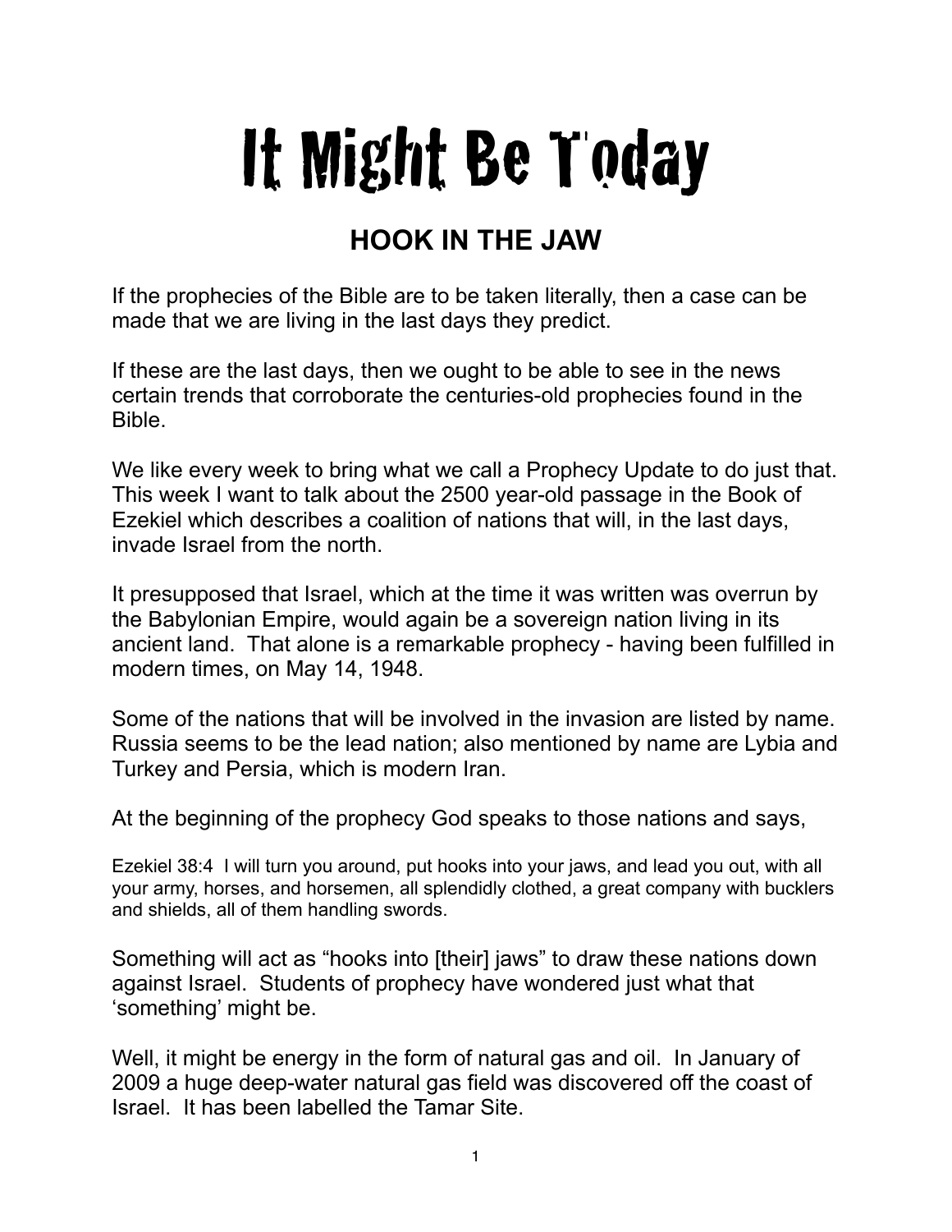# It Might Be Today

## HOOK IN THE JAW

If the prophecies of the Bible are to be taken literally, then a case can be made that we are living in the last days they predict.

If these are the last days, then we ought to be able to see in the news certain trends that corroborate the centuries-old prophecies found in the Bible.

We like every week to bring what we call a Prophecy Update to do just that. This week I want to talk about the 2500 year-old passage in the Book of Ezekiel which describes a coalition of nations that will, in the last days, invade Israel from the north.

It presupposed that Israel, which at the time it was written was overrun by the Babylonian Empire, would again be a sovereign nation living in its ancient land. That alone is a remarkable prophecy - having been fulfilled in modern times, on May 14, 1948.

Some of the nations that will be involved in the invasion are listed by name. Russia seems to be the lead nation; also mentioned by name are Lybia and Turkey and Persia, which is modern Iran.

At the beginning of the prophecy God speaks to those nations and says,

Ezekiel 38:4 I will turn you around, put hooks into your jaws, and lead you out, with all your army, horses, and horsemen, all splendidly clothed, a great company with bucklers and shields, all of them handling swords.

Something will act as "hooks into [their] jaws" to draw these nations down against Israel. Students of prophecy have wondered just what that 'something' might be.

Well, it might be energy in the form of natural gas and oil. In January of 2009 a huge deep-water natural gas field was discovered off the coast of Israel. It has been labelled the Tamar Site.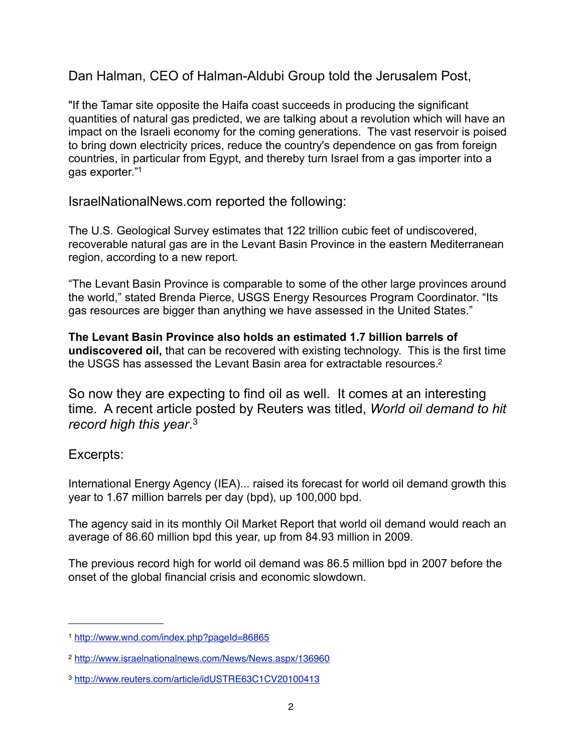Dan Halman, CEO of Halman-Aldubi Group told the Jerusalem Post,

"If the Tamar site opposite the Haifa coast succeeds in producing the significant quantities of natural gas predicted, we are talking about a revolution which will have an impact on the Israeli economy for the coming generations. The vast reservoir is poised to bring down electricity prices, reduce the country's dependence on gas from foreign countries, in particular from Egypt, and thereby turn Israel from a gas importer into a gas exporter."[1]

IsraelNationalNews.com reported the following:

The U.S. Geological Survey estimates that 122 trillion cubic feet of undiscovered, recoverable natural gas are in the Levant Basin Province in the eastern Mediterranean region, according to a new report.

"The Levant Basin Province is comparable to some of the other large provinces around the world," stated Brenda Pierce, USGS Energy Resources Program Coordinator. "Its gas resources are bigger than anything we have assessed in the United States."

**The Levant Basin Province also holds an estimated 1.7 billion barrels of undiscovered oil,** that can be recovered with existing technology. This is the first time the USGS has assessed the Levant Basin area for extractable resources.[2]

So now they are expecting to find oil as well. It comes at an interesting time. A recent article posted by Reuters was titled, *World oil demand to hit record high this year*.[3]

Excerpts:

International Energy Agency (IEA)... raised its forecast for world oil demand growth this year to 1.67 million barrels per day (bpd), up 100,000 bpd.

The agency said in its monthly Oil Market Report that world oil demand would reach an average of 86.60 million bpd this year, up from 84.93 million in 2009.

The previous record high for world oil demand was 86.5 million bpd in 2007 before the onset of the global financial crisis and economic slowdown.

---

[1] http://www.wnd.com/index.php?pageId=86865

[2] http://www.israelnationalnews.com/News/News.aspx/136960

[3] http://www.reuters.com/article/idUSTRE63C1CV20100413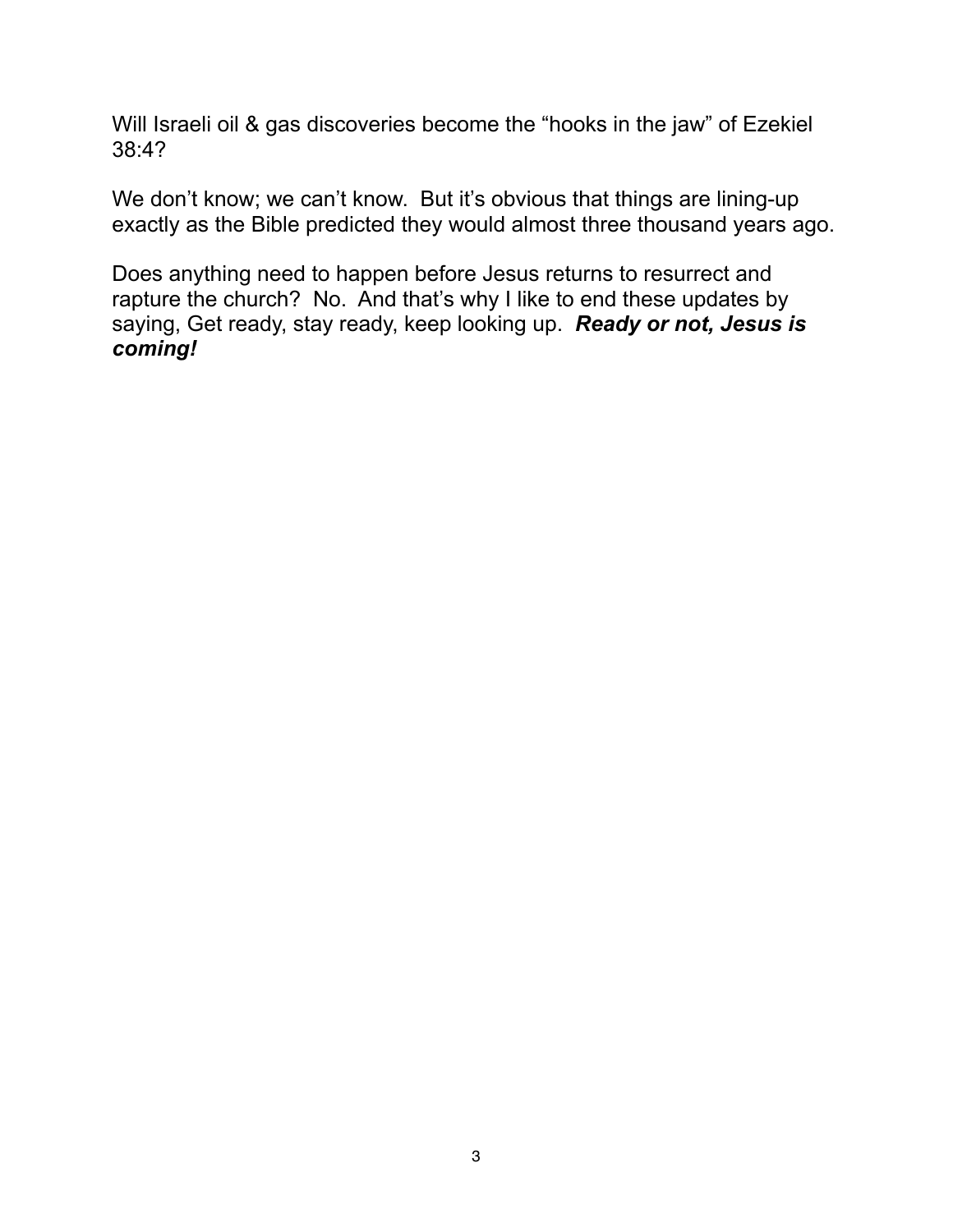Will Israeli oil & gas discoveries become the "hooks in the jaw" of Ezekiel 38:4?

We don't know; we can't know. But it's obvious that things are lining-up exactly as the Bible predicted they would almost three thousand years ago.

Does anything need to happen before Jesus returns to resurrect and rapture the church? No. And that's why I like to end these updates by saying, Get ready, stay ready, keep looking up. ***Ready or not, Jesus is coming!***